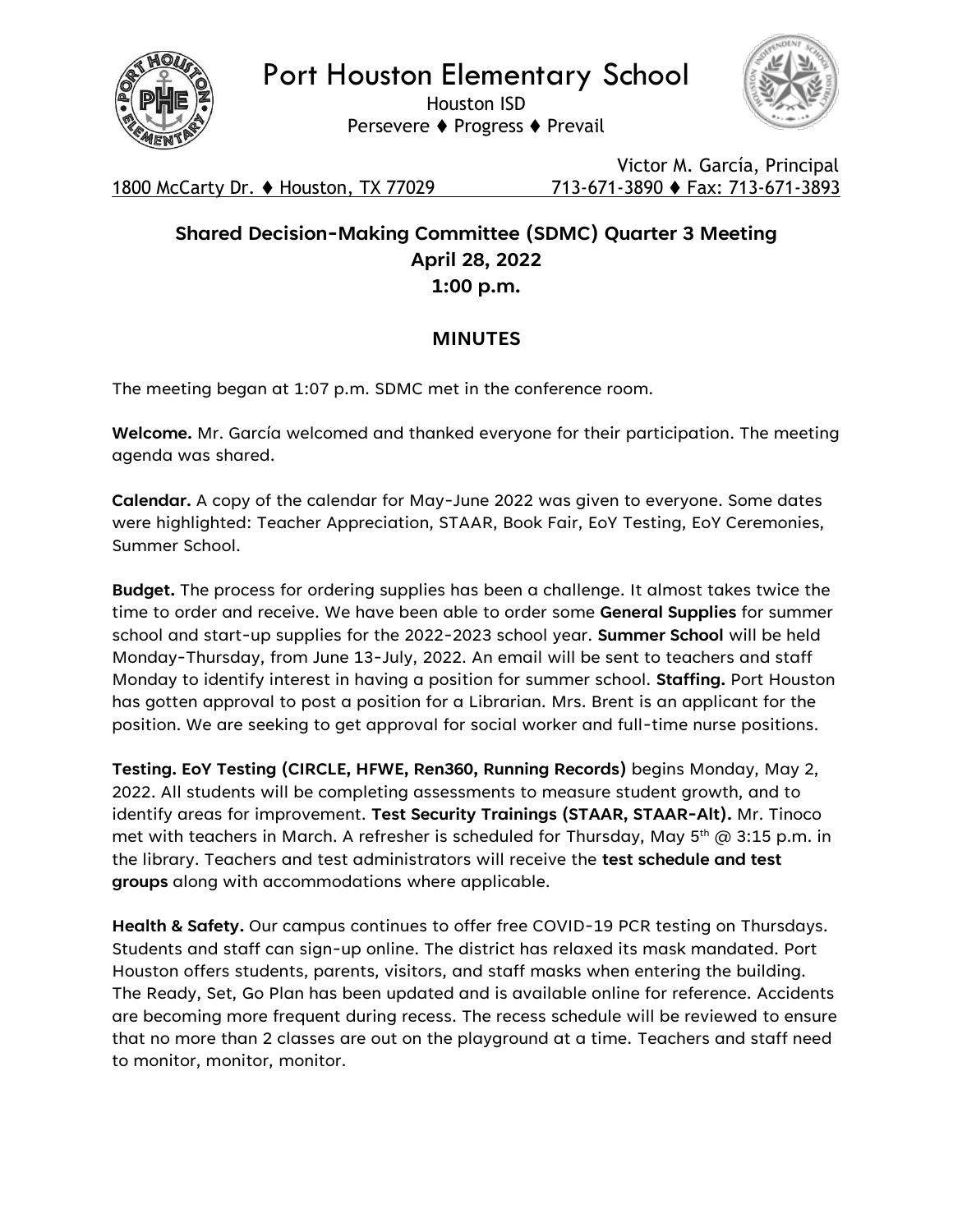# Port Houston Elementary School

Houston ISD

Persevere ♦ Progress ♦ Prevail

Victor M. García, Principal

1800 McCarty Dr. ♦ Houston, TX 77029 713-671-3890 ♦ Fax: 713-671-3893

## Shared Decision-Making Committee (SDMC) Quarter 3 Meeting
## April 28, 2022
## 1:00 p.m.

### MINUTES

The meeting began at 1:07 p.m. SDMC met in the conference room.

**Welcome.** Mr. García welcomed and thanked everyone for their participation. The meeting agenda was shared.

**Calendar.** A copy of the calendar for May-June 2022 was given to everyone. Some dates were highlighted: Teacher Appreciation, STAAR, Book Fair, EoY Testing, EoY Ceremonies, Summer School.

**Budget.** The process for ordering supplies has been a challenge. It almost takes twice the time to order and receive. We have been able to order some **General Supplies** for summer school and start-up supplies for the 2022-2023 school year. **Summer School** will be held Monday-Thursday, from June 13-July, 2022. An email will be sent to teachers and staff Monday to identify interest in having a position for summer school. **Staffing.** Port Houston has gotten approval to post a position for a Librarian. Mrs. Brent is an applicant for the position. We are seeking to get approval for social worker and full-time nurse positions.

**Testing. EoY Testing (CIRCLE, HFWE, Ren360, Running Records)** begins Monday, May 2, 2022. All students will be completing assessments to measure student growth, and to identify areas for improvement. **Test Security Trainings (STAAR, STAAR-Alt).** Mr. Tinoco met with teachers in March. A refresher is scheduled for Thursday, May 5th @ 3:15 p.m. in the library. Teachers and test administrators will receive the **test schedule and test groups** along with accommodations where applicable.

**Health & Safety.** Our campus continues to offer free COVID-19 PCR testing on Thursdays. Students and staff can sign-up online. The district has relaxed its mask mandated. Port Houston offers students, parents, visitors, and staff masks when entering the building. The Ready, Set, Go Plan has been updated and is available online for reference. Accidents are becoming more frequent during recess. The recess schedule will be reviewed to ensure that no more than 2 classes are out on the playground at a time. Teachers and staff need to monitor, monitor, monitor.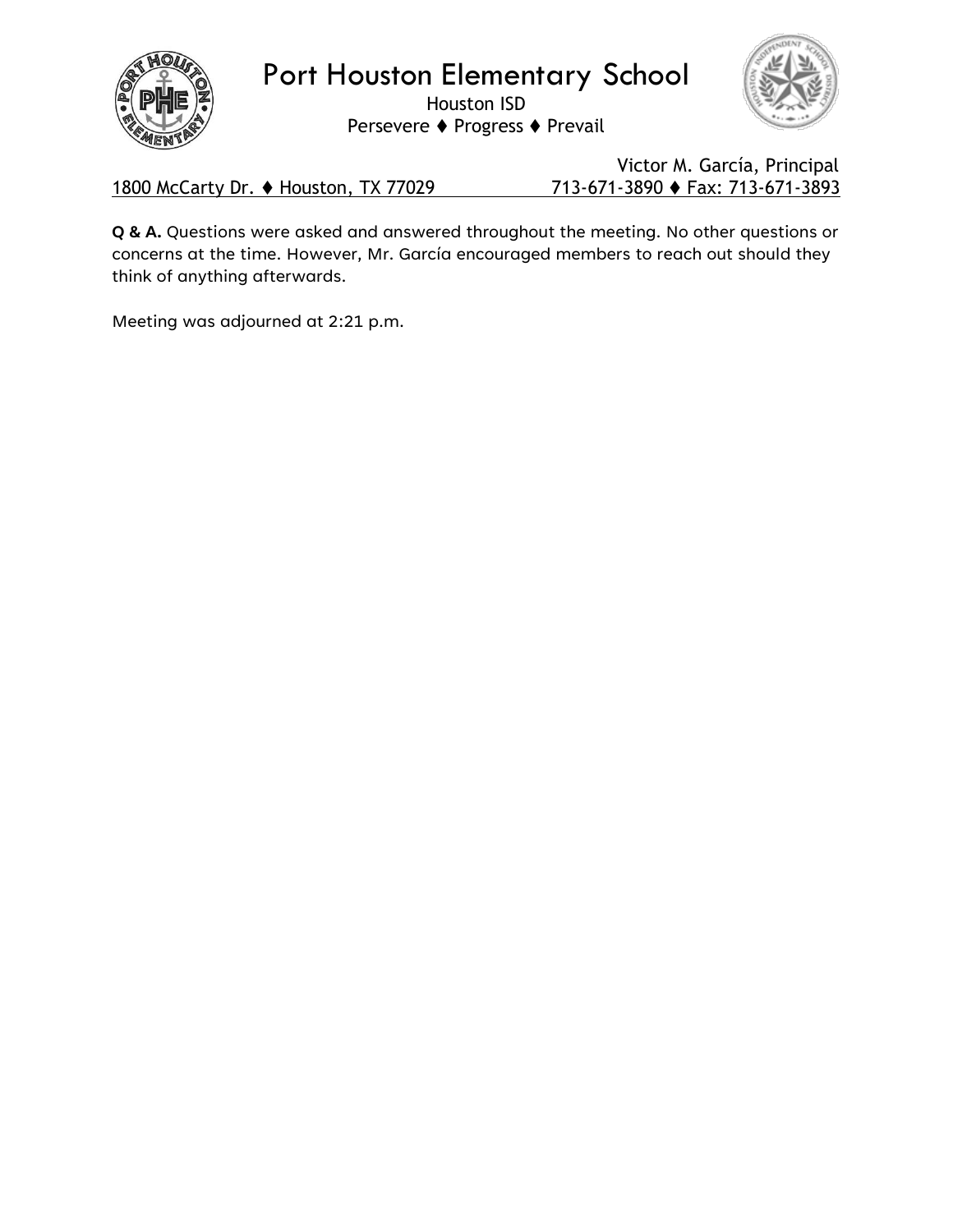**Q & A.** Questions were asked and answered throughout the meeting. No other questions or concerns at the time. However, Mr. García encouraged members to reach out should they think of anything afterwards.

Meeting was adjourned at 2:21 p.m.